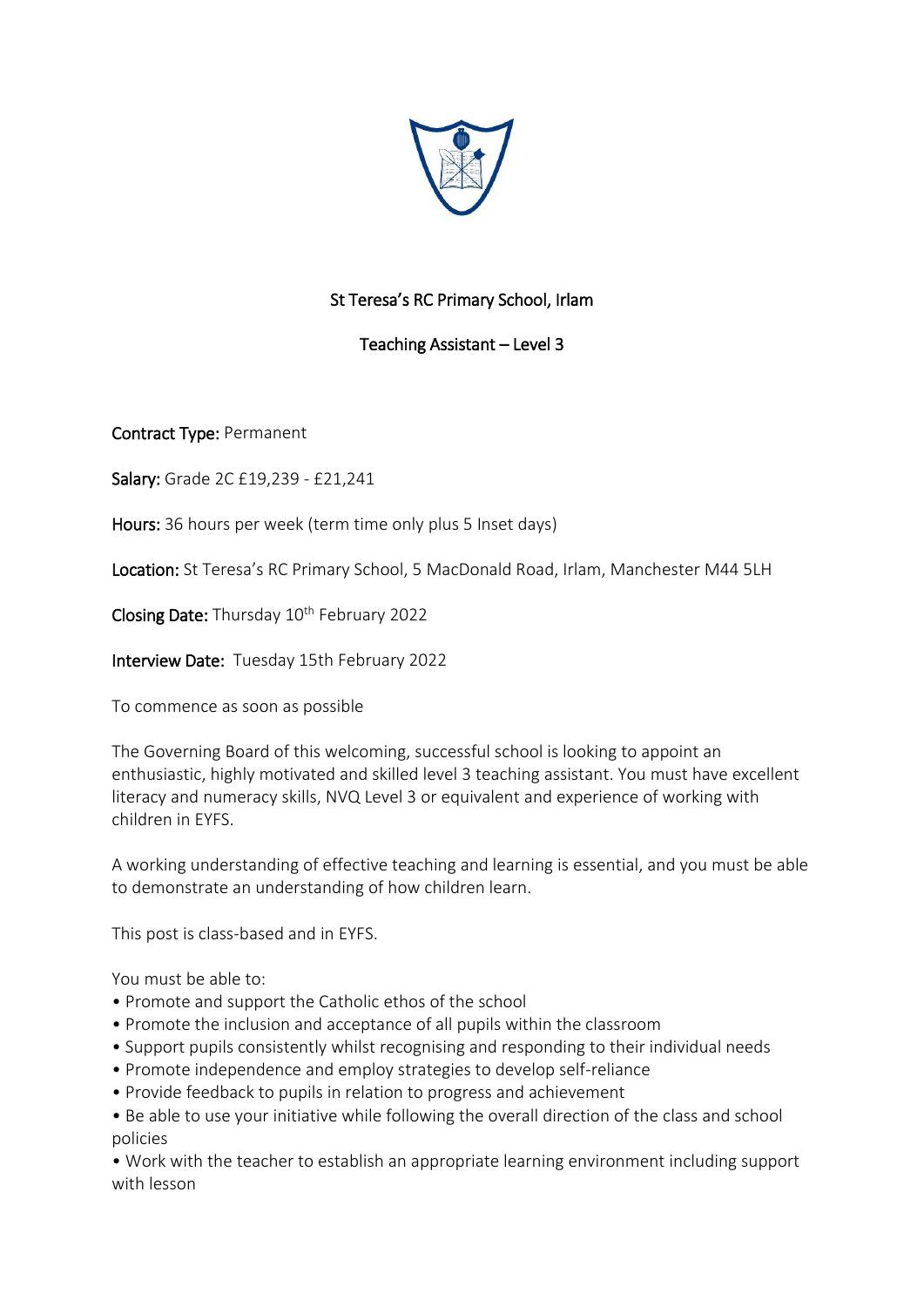# St Teresa's RC Primary School, Irlam

## Teaching Assistant – Level 3

**Contract Type:** Permanent

**Salary:** Grade 2C £19,239 - £21,241

**Hours:** 36 hours per week (term time only plus 5 Inset days)

**Location:** St Teresa's RC Primary School, 5 MacDonald Road, Irlam, Manchester M44 5LH

**Closing Date:** Thursday 10th February 2022

**Interview Date:** Tuesday 15th February 2022

To commence as soon as possible

The Governing Board of this welcoming, successful school is looking to appoint an enthusiastic, highly motivated and skilled level 3 teaching assistant. You must have excellent literacy and numeracy skills, NVQ Level 3 or equivalent and experience of working with children in EYFS.

A working understanding of effective teaching and learning is essential, and you must be able to demonstrate an understanding of how children learn.

This post is class-based and in EYFS.

You must be able to:

- Promote and support the Catholic ethos of the school
- Promote the inclusion and acceptance of all pupils within the classroom
- Support pupils consistently whilst recognising and responding to their individual needs
- Promote independence and employ strategies to develop self-reliance
- Provide feedback to pupils in relation to progress and achievement
- Be able to use your initiative while following the overall direction of the class and school policies
- Work with the teacher to establish an appropriate learning environment including support with lesson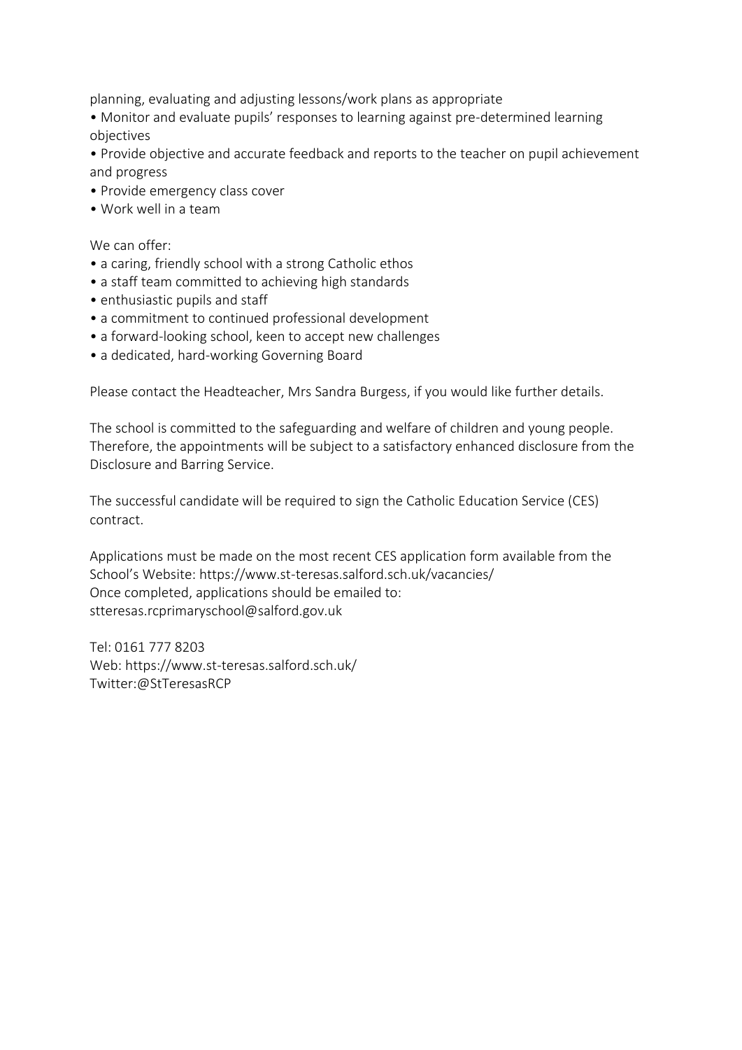planning, evaluating and adjusting lessons/work plans as appropriate

- Monitor and evaluate pupils' responses to learning against pre-determined learning objectives
- Provide objective and accurate feedback and reports to the teacher on pupil achievement and progress
- Provide emergency class cover
- Work well in a team

We can offer:

- a caring, friendly school with a strong Catholic ethos
- a staff team committed to achieving high standards
- enthusiastic pupils and staff
- a commitment to continued professional development
- a forward-looking school, keen to accept new challenges
- a dedicated, hard-working Governing Board

Please contact the Headteacher, Mrs Sandra Burgess, if you would like further details.

The school is committed to the safeguarding and welfare of children and young people. Therefore, the appointments will be subject to a satisfactory enhanced disclosure from the Disclosure and Barring Service.

The successful candidate will be required to sign the Catholic Education Service (CES) contract.

Applications must be made on the most recent CES application form available from the School's Website: https://www.st-teresas.salford.sch.uk/vacancies/
Once completed, applications should be emailed to:
stteresas.rcprimaryschool@salford.gov.uk

Tel: 0161 777 8203
Web: https://www.st-teresas.salford.sch.uk/
Twitter:@StTeresasRCP